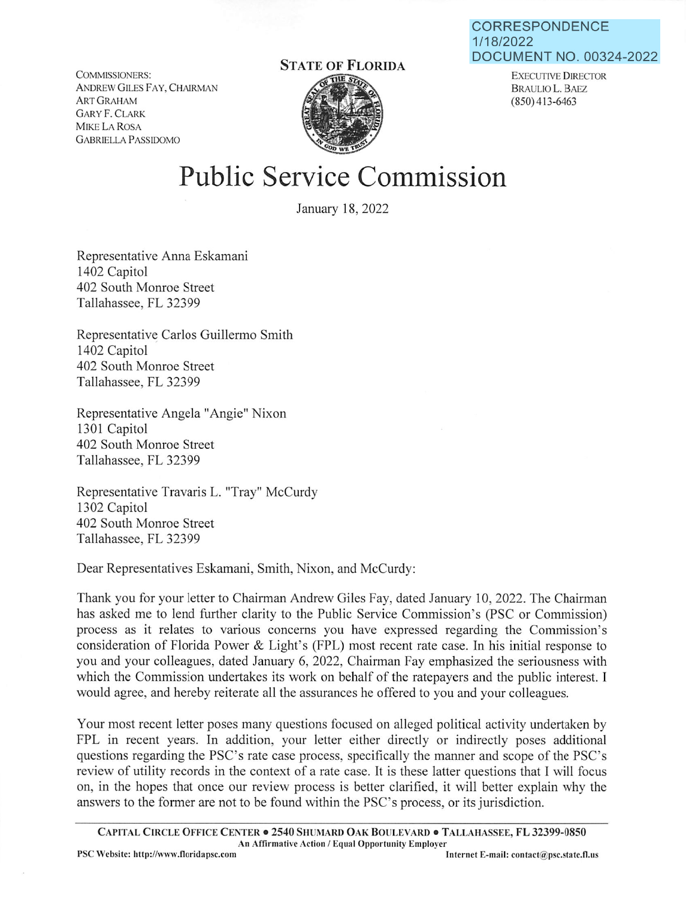CORRESPONDENCE
1/18/2022
DOCUMENT NO. 00324-2022

COMMISSIONERS:
ANDREW GILES FAY, CHAIRMAN
ART GRAHAM
GARY F. CLARK
MIKE LA ROSA
GABRIELLA PASSIDOMO

**STATE OF FLORIDA**

EXECUTIVE DIRECTOR
BRAULIO L. BAEZ
(850) 413-6463

# Public Service Commission

January 18, 2022

Representative Anna Eskamani
1402 Capitol
402 South Monroe Street
Tallahassee, FL 32399

Representative Carlos Guillermo Smith
1402 Capitol
402 South Monroe Street
Tallahassee, FL 32399

Representative Angela "Angie" Nixon
1301 Capitol
402 South Monroe Street
Tallahassee, FL 32399

Representative Travaris L. "Tray" McCurdy
1302 Capitol
402 South Monroe Street
Tallahassee, FL 32399

Dear Representatives Eskamani, Smith, Nixon, and McCurdy:

Thank you for your letter to Chairman Andrew Giles Fay, dated January 10, 2022. The Chairman has asked me to lend further clarity to the Public Service Commission's (PSC or Commission) process as it relates to various concerns you have expressed regarding the Commission's consideration of Florida Power & Light's (FPL) most recent rate case. In his initial response to you and your colleagues, dated January 6, 2022, Chairman Fay emphasized the seriousness with which the Commission undertakes its work on behalf of the ratepayers and the public interest. I would agree, and hereby reiterate all the assurances he offered to you and your colleagues.

Your most recent letter poses many questions focused on alleged political activity undertaken by FPL in recent years. In addition, your letter either directly or indirectly poses additional questions regarding the PSC's rate case process, specifically the manner and scope of the PSC's review of utility records in the context of a rate case. It is these latter questions that I will focus on, in the hopes that once our review process is better clarified, it will better explain why the answers to the former are not to be found within the PSC's process, or its jurisdiction.

CAPITAL CIRCLE OFFICE CENTER • 2540 SHUMARD OAK BOULEVARD • TALLAHASSEE, FL 32399-0850
An Affirmative Action / Equal Opportunity Employer
PSC Website: http://www.floridapsc.com Internet E-mail: contact@psc.state.fl.us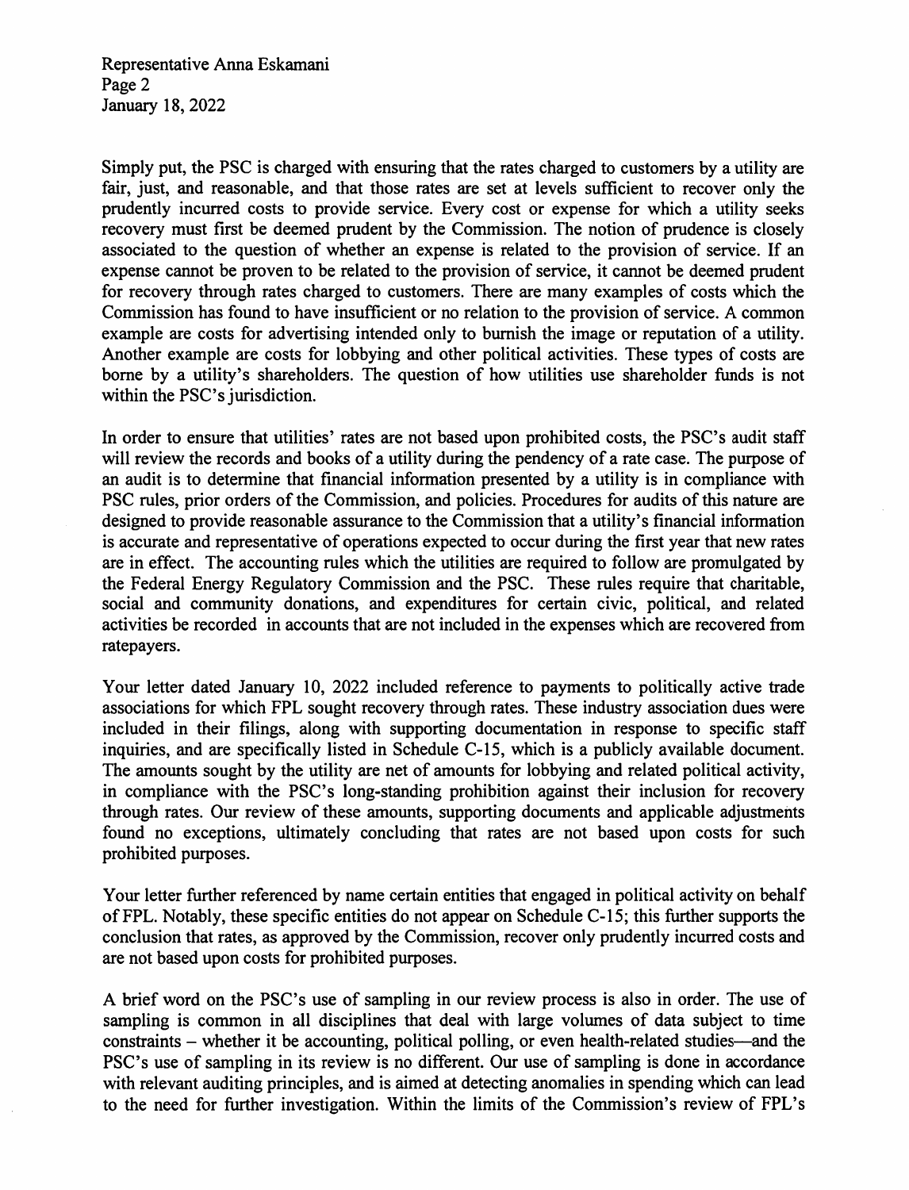Simply put, the PSC is charged with ensuring that the rates charged to customers by a utility are fair, just, and reasonable, and that those rates are set at levels sufficient to recover only the prudently incurred costs to provide service. Every cost or expense for which a utility seeks recovery must first be deemed prudent by the Commission. The notion of prudence is closely associated to the question of whether an expense is related to the provision of service. If an expense cannot be proven to be related to the provision of service, it cannot be deemed prudent for recovery through rates charged to customers. There are many examples of costs which the Commission has found to have insufficient or no relation to the provision of service. A common example are costs for advertising intended only to burnish the image or reputation of a utility. Another example are costs for lobbying and other political activities. These types of costs are borne by a utility's shareholders. The question of how utilities use shareholder funds is not within the PSC's jurisdiction.

In order to ensure that utilities' rates are not based upon prohibited costs, the PSC's audit staff will review the records and books of a utility during the pendency of a rate case. The purpose of an audit is to determine that financial information presented by a utility is in compliance with PSC rules, prior orders of the Commission, and policies. Procedures for audits of this nature are designed to provide reasonable assurance to the Commission that a utility's financial information is accurate and representative of operations expected to occur during the first year that new rates are in effect. The accounting rules which the utilities are required to follow are promulgated by the Federal Energy Regulatory Commission and the PSC. These rules require that charitable, social and community donations, and expenditures for certain civic, political, and related activities be recorded in accounts that are not included in the expenses which are recovered from ratepayers.

Your letter dated January 10, 2022 included reference to payments to politically active trade associations for which FPL sought recovery through rates. These industry association dues were included in their filings, along with supporting documentation in response to specific staff inquiries, and are specifically listed in Schedule C-15, which is a publicly available document. The amounts sought by the utility are net of amounts for lobbying and related political activity, in compliance with the PSC's long-standing prohibition against their inclusion for recovery through rates. Our review of these amounts, supporting documents and applicable adjustments found no exceptions, ultimately concluding that rates are not based upon costs for such prohibited purposes.

Your letter further referenced by name certain entities that engaged in political activity on behalf of FPL. Notably, these specific entities do not appear on Schedule C-15; this further supports the conclusion that rates, as approved by the Commission, recover only prudently incurred costs and are not based upon costs for prohibited purposes.

A brief word on the PSC's use of sampling in our review process is also in order. The use of sampling is common in all disciplines that deal with large volumes of data subject to time constraints – whether it be accounting, political polling, or even health-related studies—and the PSC's use of sampling in its review is no different. Our use of sampling is done in accordance with relevant auditing principles, and is aimed at detecting anomalies in spending which can lead to the need for further investigation. Within the limits of the Commission's review of FPL's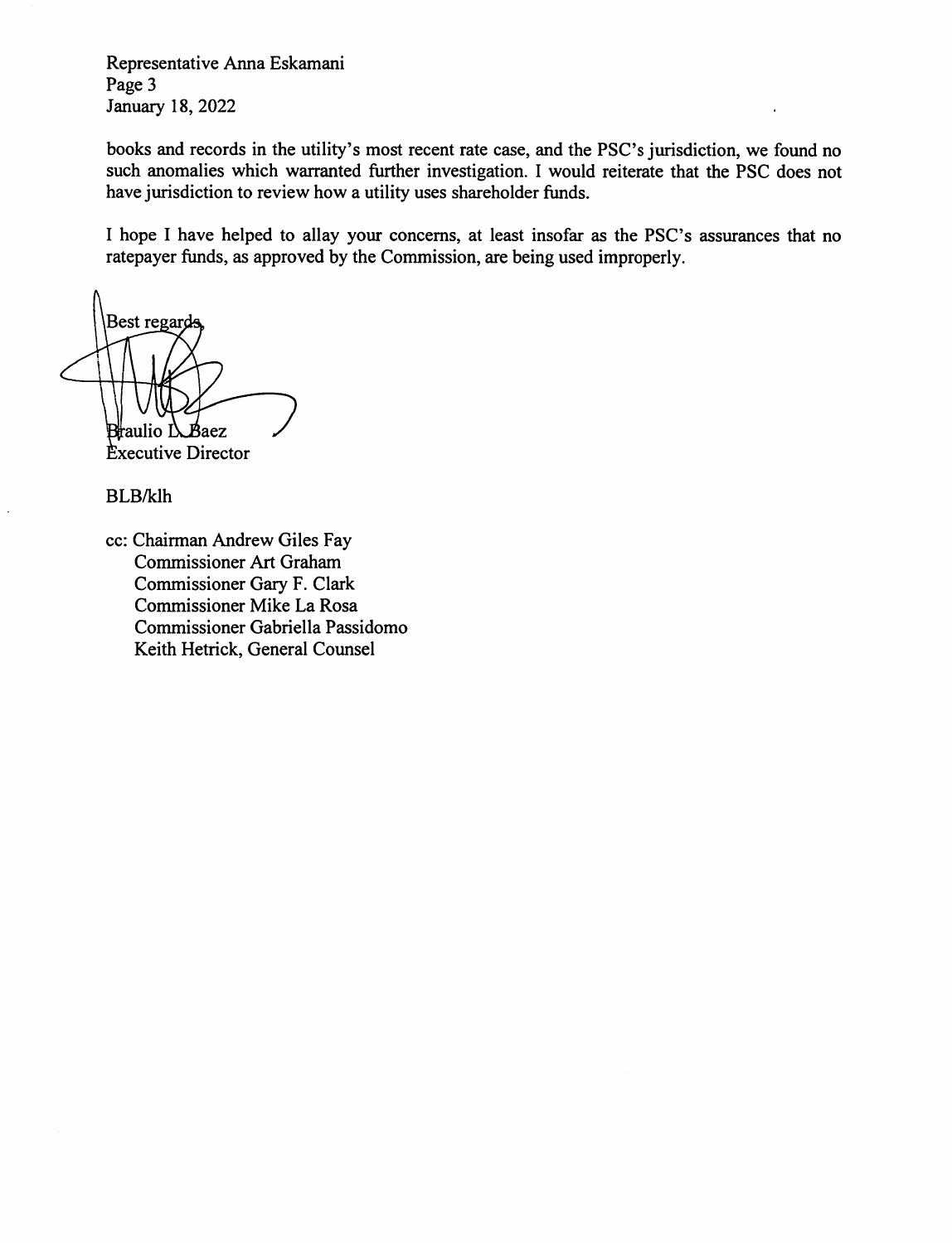books and records in the utility's most recent rate case, and the PSC's jurisdiction, we found no such anomalies which warranted further investigation. I would reiterate that the PSC does not have jurisdiction to review how a utility uses shareholder funds.

I hope I have helped to allay your concerns, at least insofar as the PSC's assurances that no ratepayer funds, as approved by the Commission, are being used improperly.

Best regards,

Braulio L. Baez
Executive Director

BLB/klh

cc: Chairman Andrew Giles Fay
Commissioner Art Graham
Commissioner Gary F. Clark
Commissioner Mike La Rosa
Commissioner Gabriella Passidomo
Keith Hetrick, General Counsel